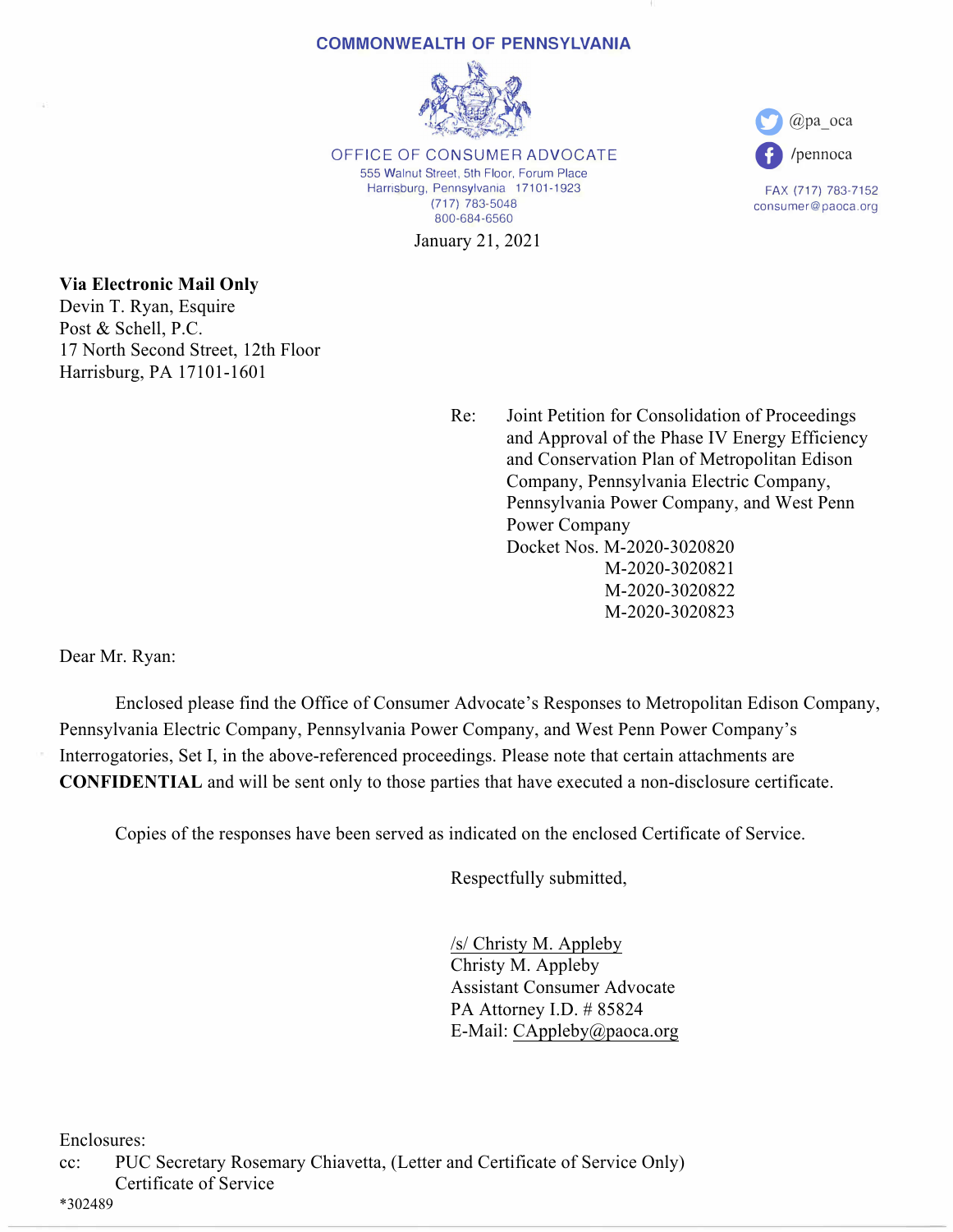**COMMONWEALTH OF PENNSYLVANIA**

OFFICE OF CONSUMER ADVOCATE
555 Walnut Street, 5th Floor, Forum Place
Harrisburg, Pennsylvania 17101-1923
(717) 783-5048
800-684-6560

@pa_oca
/pennoca

FAX (717) 783-7152
consumer@paoca.org

January 21, 2021

**Via Electronic Mail Only**
Devin T. Ryan, Esquire
Post & Schell, P.C.
17 North Second Street, 12th Floor
Harrisburg, PA 17101-1601

Re: Joint Petition for Consolidation of Proceedings and Approval of the Phase IV Energy Efficiency and Conservation Plan of Metropolitan Edison Company, Pennsylvania Electric Company, Pennsylvania Power Company, and West Penn Power Company
Docket Nos. M-2020-3020820
M-2020-3020821
M-2020-3020822
M-2020-3020823

Dear Mr. Ryan:

Enclosed please find the Office of Consumer Advocate's Responses to Metropolitan Edison Company, Pennsylvania Electric Company, Pennsylvania Power Company, and West Penn Power Company's Interrogatories, Set I, in the above-referenced proceedings. Please note that certain attachments are **CONFIDENTIAL** and will be sent only to those parties that have executed a non-disclosure certificate.

Copies of the responses have been served as indicated on the enclosed Certificate of Service.

Respectfully submitted,

/s/ Christy M. Appleby
Christy M. Appleby
Assistant Consumer Advocate
PA Attorney I.D. # 85824
E-Mail: CAppleby@paoca.org

Enclosures:
cc: PUC Secretary Rosemary Chiavetta, (Letter and Certificate of Service Only)
Certificate of Service
*302489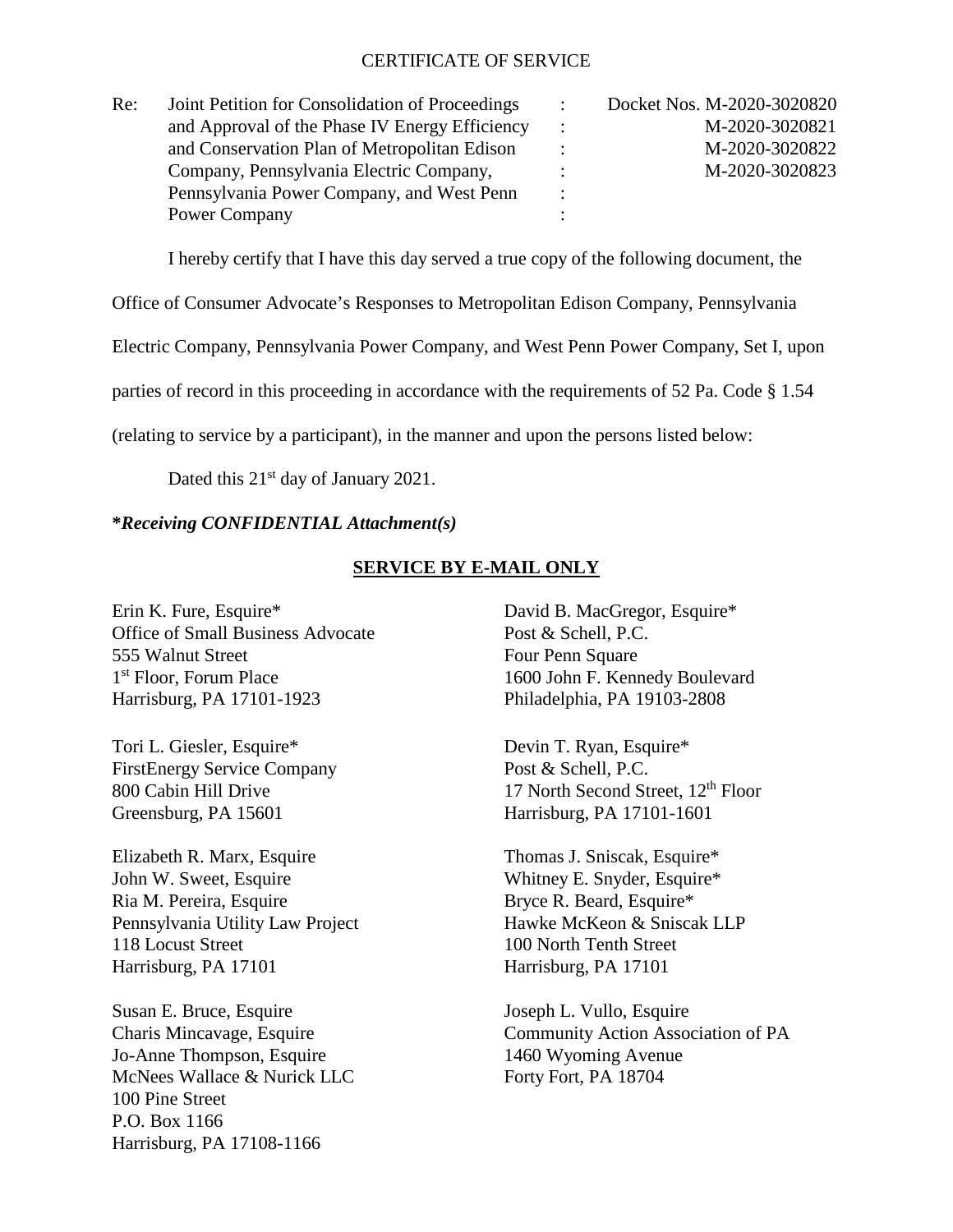CERTIFICATE OF SERVICE

| Re: Joint Petition for Consolidation of Proceedings and Approval of the Phase IV Energy Efficiency and Conservation Plan of Metropolitan Edison Company, Pennsylvania Electric Company, Pennsylvania Power Company, and West Penn Power Company | : | Docket Nos. M-2020-3020820<br>M-2020-3020821<br>M-2020-3020822<br>M-2020-3020823 |
|---|---|---|

I hereby certify that I have this day served a true copy of the following document, the Office of Consumer Advocate's Responses to Metropolitan Edison Company, Pennsylvania Electric Company, Pennsylvania Power Company, and West Penn Power Company, Set I, upon parties of record in this proceeding in accordance with the requirements of 52 Pa. Code § 1.54 (relating to service by a participant), in the manner and upon the persons listed below:

Dated this 21st day of January 2021.

***Receiving CONFIDENTIAL Attachment(s)***

**SERVICE BY E-MAIL ONLY**

Erin K. Fure, Esquire*
Office of Small Business Advocate
555 Walnut Street
1st Floor, Forum Place
Harrisburg, PA 17101-1923

Tori L. Giesler, Esquire*
FirstEnergy Service Company
800 Cabin Hill Drive
Greensburg, PA 15601

Elizabeth R. Marx, Esquire
John W. Sweet, Esquire
Ria M. Pereira, Esquire
Pennsylvania Utility Law Project
118 Locust Street
Harrisburg, PA 17101

Susan E. Bruce, Esquire
Charis Mincavage, Esquire
Jo-Anne Thompson, Esquire
McNees Wallace & Nurick LLC
100 Pine Street
P.O. Box 1166
Harrisburg, PA 17108-1166

David B. MacGregor, Esquire*
Post & Schell, P.C.
Four Penn Square
1600 John F. Kennedy Boulevard
Philadelphia, PA 19103-2808

Devin T. Ryan, Esquire*
Post & Schell, P.C.
17 North Second Street, 12th Floor
Harrisburg, PA 17101-1601

Thomas J. Sniscak, Esquire*
Whitney E. Snyder, Esquire*
Bryce R. Beard, Esquire*
Hawke McKeon & Sniscak LLP
100 North Tenth Street
Harrisburg, PA 17101

Joseph L. Vullo, Esquire
Community Action Association of PA
1460 Wyoming Avenue
Forty Fort, PA 18704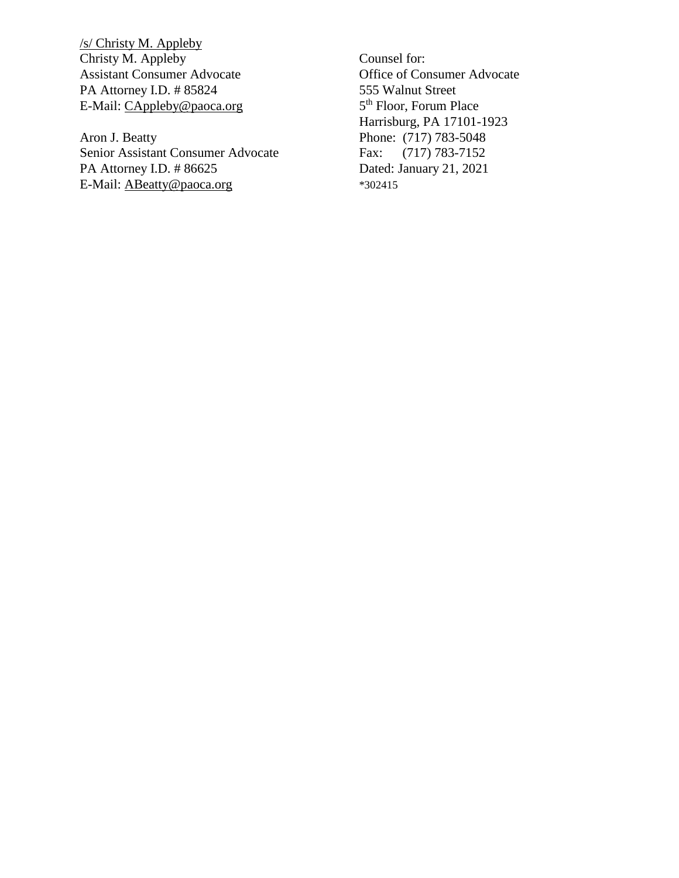/s/ Christy M. Appleby
Christy M. Appleby
Assistant Consumer Advocate
PA Attorney I.D. # 85824
E-Mail: CAppleby@paoca.org

Aron J. Beatty
Senior Assistant Consumer Advocate
PA Attorney I.D. # 86625
E-Mail: ABeatty@paoca.org

Counsel for:
Office of Consumer Advocate
555 Walnut Street
5th Floor, Forum Place
Harrisburg, PA 17101-1923
Phone: (717) 783-5048
Fax: (717) 783-7152
Dated: January 21, 2021
*302415